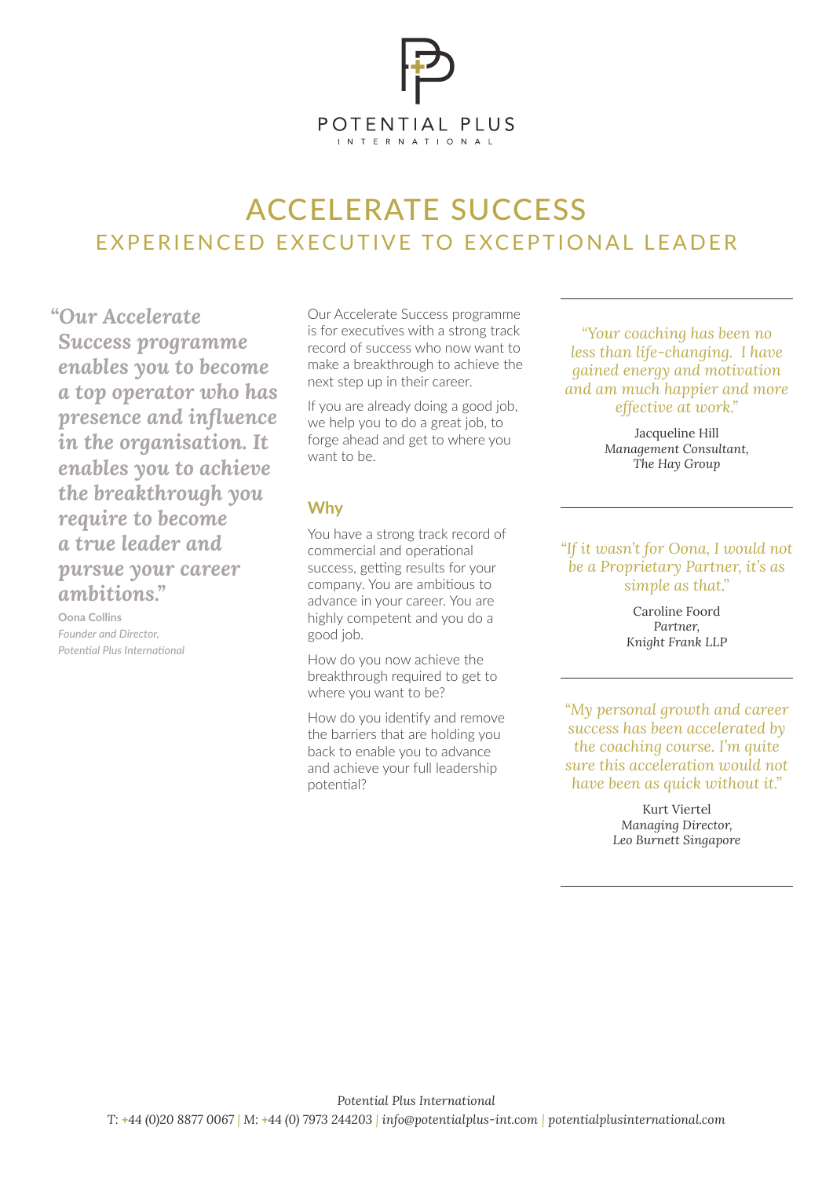POTENTIAL PLUS

INTERNATIONAL

# ACCELERATE SUCCESS

## EXPERIENCED EXECUTIVE TO EXCEPTIONAL LEADER

***"Our Accelerate Success programme enables you to become a top operator who has presence and influence in the organisation. It enables you to achieve the breakthrough you require to become a true leader and pursue your career ambitions."***

**Oona Collins**
*Founder and Director,*
*Potential Plus International*

Our Accelerate Success programme is for executives with a strong track record of success who now want to make a breakthrough to achieve the next step up in their career.

If you are already doing a good job, we help you to do a great job, to forge ahead and get to where you want to be.

### Why

You have a strong track record of commercial and operational success, getting results for your company. You are ambitious to advance in your career. You are highly competent and you do a good job.

How do you now achieve the breakthrough required to get to where you want to be?

How do you identify and remove the barriers that are holding you back to enable you to advance and achieve your full leadership potential?

---

*"Your coaching has been no less than life-changing. I have gained energy and motivation and am much happier and more effective at work."*

Jacqueline Hill
*Management Consultant,*
*The Hay Group*

---

*"If it wasn't for Oona, I would not be a Proprietary Partner, it's as simple as that."*

Caroline Foord
*Partner,*
*Knight Frank LLP*

---

*"My personal growth and career success has been accelerated by the coaching course. I'm quite sure this acceleration would not have been as quick without it."*

Kurt Viertel
*Managing Director,*
*Leo Burnett Singapore*

---

*Potential Plus International*
T: +44 (0)20 8877 0067 | M: +44 (0) 7973 244203 | *info@potentialplus-int.com* | *potentialplusinternational.com*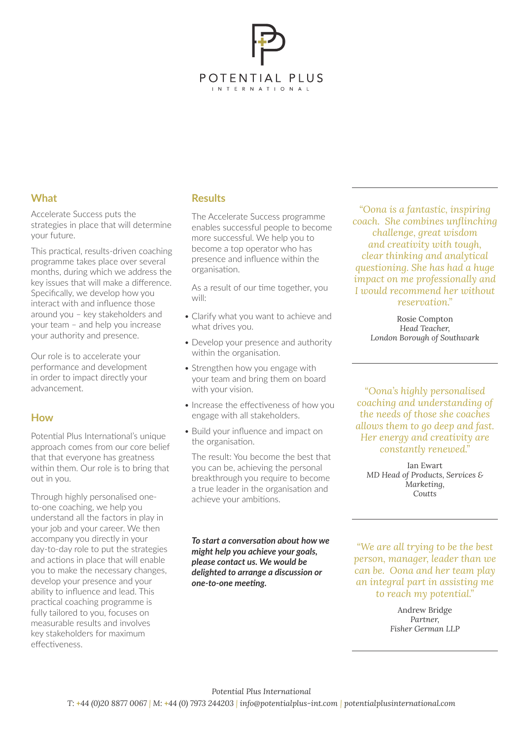POTENTIAL PLUS

INTERNATIONAL

## What

Accelerate Success puts the strategies in place that will determine your future.

This practical, results-driven coaching programme takes place over several months, during which we address the key issues that will make a difference. Specifically, we develop how you interact with and influence those around you – key stakeholders and your team – and help you increase your authority and presence.

Our role is to accelerate your performance and development in order to impact directly your advancement.

## How

Potential Plus International's unique approach comes from our core belief that that everyone has greatness within them. Our role is to bring that out in you.

Through highly personalised one-to-one coaching, we help you understand all the factors in play in your job and your career. We then accompany you directly in your day-to-day role to put the strategies and actions in place that will enable you to make the necessary changes, develop your presence and your ability to influence and lead. This practical coaching programme is fully tailored to you, focuses on measurable results and involves key stakeholders for maximum effectiveness.

## Results

The Accelerate Success programme enables successful people to become more successful. We help you to become a top operator who has presence and influence within the organisation.

As a result of our time together, you will:

- Clarify what you want to achieve and what drives you.
- Develop your presence and authority within the organisation.
- Strengthen how you engage with your team and bring them on board with your vision.
- Increase the effectiveness of how you engage with all stakeholders.
- Build your influence and impact on the organisation.

The result: You become the best that you can be, achieving the personal breakthrough you require to become a true leader in the organisation and achieve your ambitions.

***To start a conversation about how we might help you achieve your goals, please contact us. We would be delighted to arrange a discussion or one-to-one meeting.***

---

*"Oona is a fantastic, inspiring coach. She combines unflinching challenge, great wisdom and creativity with tough, clear thinking and analytical questioning. She has had a huge impact on me professionally and I would recommend her without reservation."*

Rosie Compton
*Head Teacher,*
*London Borough of Southwark*

---

*"Oona's highly personalised coaching and understanding of the needs of those she coaches allows them to go deep and fast. Her energy and creativity are constantly renewed."*

Ian Ewart
*MD Head of Products, Services & Marketing,*
*Coutts*

---

*"We are all trying to be the best person, manager, leader than we can be. Oona and her team play an integral part in assisting me to reach my potential."*

Andrew Bridge
*Partner,*
*Fisher German LLP*

---

*Potential Plus International*

T: +44 (0)20 8877 0067 | M: +44 (0) 7973 244203 | *info@potentialplus-int.com* | *potentialplusinternational.com*